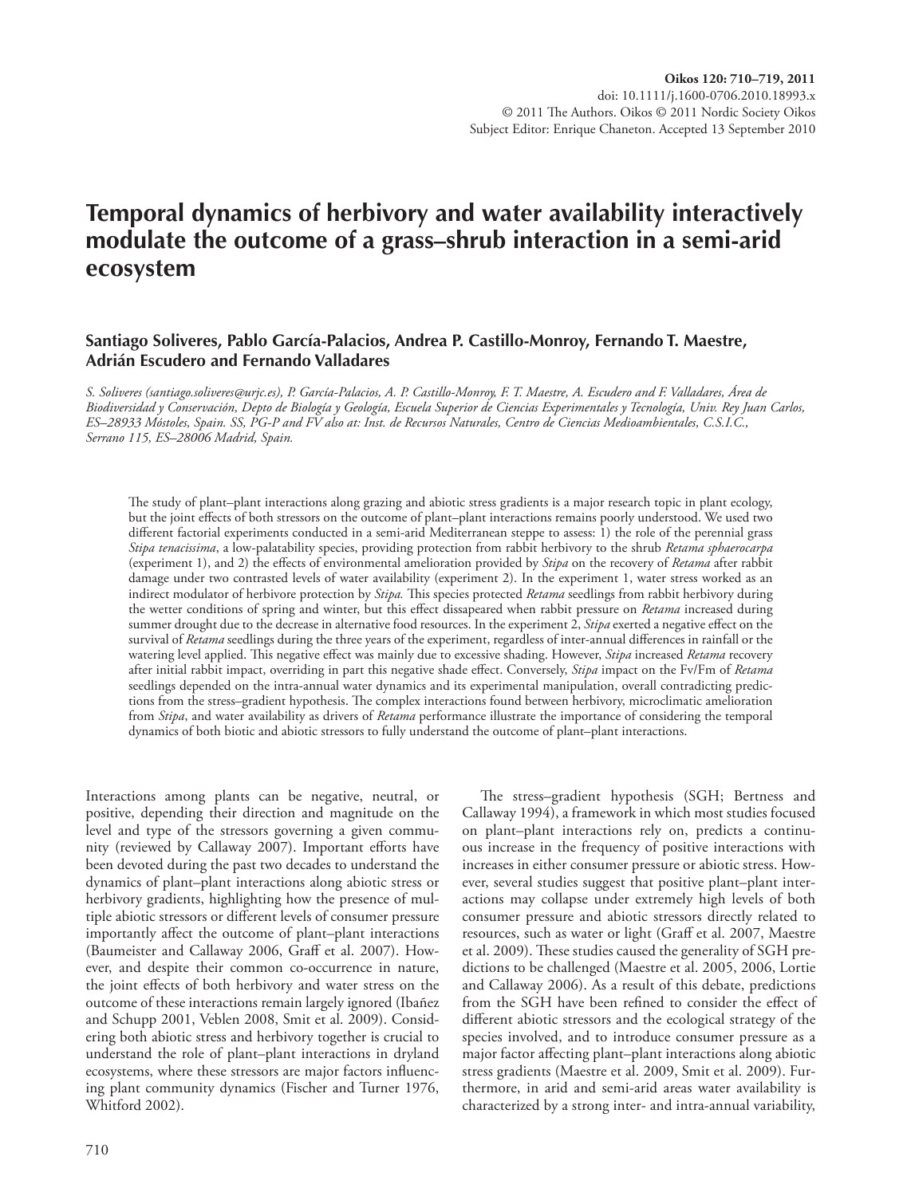# Temporal dynamics of herbivory and water availability interactively modulate the outcome of a grass–shrub interaction in a semi-arid ecosystem

**Santiago Soliveres, Pablo García-Palacios, Andrea P. Castillo-Monroy, Fernando T. Maestre, Adrián Escudero and Fernando Valladares**

*S. Soliveres (santiago.soliveres@urjc.es), P. García-Palacios, A. P. Castillo-Monroy, F. T. Maestre, A. Escudero and F. Valladares, Área de Biodiversidad y Conservación, Depto de Biología y Geología, Escuela Superior de Ciencias Experimentales y Tecnología, Univ. Rey Juan Carlos, ES–28933 Móstoles, Spain. SS, PG-P and FV also at: Inst. de Recursos Naturales, Centro de Ciencias Medioambientales, C.S.I.C., Serrano 115, ES–28006 Madrid, Spain.*

The study of plant–plant interactions along grazing and abiotic stress gradients is a major research topic in plant ecology, but the joint effects of both stressors on the outcome of plant–plant interactions remains poorly understood. We used two different factorial experiments conducted in a semi-arid Mediterranean steppe to assess: 1) the role of the perennial grass *Stipa tenacissima*, a low-palatability species, providing protection from rabbit herbivory to the shrub *Retama sphaerocarpa* (experiment 1), and 2) the effects of environmental amelioration provided by *Stipa* on the recovery of *Retama* after rabbit damage under two contrasted levels of water availability (experiment 2). In the experiment 1, water stress worked as an indirect modulator of herbivore protection by *Stipa.* This species protected *Retama* seedlings from rabbit herbivory during the wetter conditions of spring and winter, but this effect dissapeared when rabbit pressure on *Retama* increased during summer drought due to the decrease in alternative food resources. In the experiment 2, *Stipa* exerted a negative effect on the survival of *Retama* seedlings during the three years of the experiment, regardless of inter-annual differences in rainfall or the watering level applied. This negative effect was mainly due to excessive shading. However, *Stipa* increased *Retama* recovery after initial rabbit impact, overriding in part this negative shade effect. Conversely, *Stipa* impact on the Fv/Fm of *Retama* seedlings depended on the intra-annual water dynamics and its experimental manipulation, overall contradicting predictions from the stress–gradient hypothesis. The complex interactions found between herbivory, microclimatic amelioration from *Stipa*, and water availability as drivers of *Retama* performance illustrate the importance of considering the temporal dynamics of both biotic and abiotic stressors to fully understand the outcome of plant–plant interactions.

Interactions among plants can be negative, neutral, or positive, depending their direction and magnitude on the level and type of the stressors governing a given community (reviewed by Callaway 2007). Important efforts have been devoted during the past two decades to understand the dynamics of plant–plant interactions along abiotic stress or herbivory gradients, highlighting how the presence of multiple abiotic stressors or different levels of consumer pressure importantly affect the outcome of plant–plant interactions (Baumeister and Callaway 2006, Graff et al. 2007). However, and despite their common co-occurrence in nature, the joint effects of both herbivory and water stress on the outcome of these interactions remain largely ignored (Ibañez and Schupp 2001, Veblen 2008, Smit et al. 2009). Considering both abiotic stress and herbivory together is crucial to understand the role of plant–plant interactions in dryland ecosystems, where these stressors are major factors influencing plant community dynamics (Fischer and Turner 1976, Whitford 2002).

The stress–gradient hypothesis (SGH; Bertness and Callaway 1994), a framework in which most studies focused on plant–plant interactions rely on, predicts a continuous increase in the frequency of positive interactions with increases in either consumer pressure or abiotic stress. However, several studies suggest that positive plant–plant interactions may collapse under extremely high levels of both consumer pressure and abiotic stressors directly related to resources, such as water or light (Graff et al. 2007, Maestre et al. 2009). These studies caused the generality of SGH predictions to be challenged (Maestre et al. 2005, 2006, Lortie and Callaway 2006). As a result of this debate, predictions from the SGH have been refined to consider the effect of different abiotic stressors and the ecological strategy of the species involved, and to introduce consumer pressure as a major factor affecting plant–plant interactions along abiotic stress gradients (Maestre et al. 2009, Smit et al. 2009). Furthermore, in arid and semi-arid areas water availability is characterized by a strong inter- and intra-annual variability,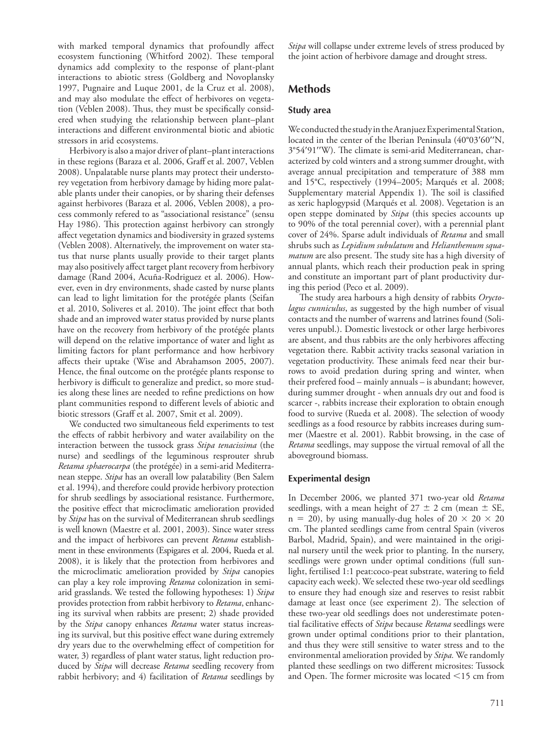with marked temporal dynamics that profoundly affect ecosystem functioning (Whitford 2002). These temporal dynamics add complexity to the response of plant-plant interactions to abiotic stress (Goldberg and Novoplansky 1997, Pugnaire and Luque 2001, de la Cruz et al. 2008), and may also modulate the effect of herbivores on vegetation (Veblen 2008). Thus, they must be specifically considered when studying the relationship between plant–plant interactions and different environmental biotic and abiotic stressors in arid ecosystems.

Herbivory is also a major driver of plant–plant interactions in these regions (Baraza et al. 2006, Graff et al. 2007, Veblen 2008). Unpalatable nurse plants may protect their understorey vegetation from herbivory damage by hiding more palatable plants under their canopies, or by sharing their defenses against herbivores (Baraza et al. 2006, Veblen 2008), a process commonly refered to as "associational resistance" (sensu Hay 1986). This protection against herbivory can strongly affect vegetation dynamics and biodiversity in grazed systems (Veblen 2008). Alternatively, the improvement on water status that nurse plants usually provide to their target plants may also positively affect target plant recovery from herbivory damage (Rand 2004, Acuña-Rodriguez et al. 2006). However, even in dry environments, shade casted by nurse plants can lead to light limitation for the protégée plants (Seifan et al. 2010, Soliveres et al. 2010). The joint effect that both shade and an improved water status provided by nurse plants have on the recovery from herbivory of the protégée plants will depend on the relative importance of water and light as limiting factors for plant performance and how herbivory affects their uptake (Wise and Abrahamson 2005, 2007). Hence, the final outcome on the protégée plants response to herbivory is difficult to generalize and predict, so more studies along these lines are needed to refine predictions on how plant communities respond to different levels of abiotic and biotic stressors (Graff et al. 2007, Smit et al. 2009).

We conducted two simultaneous field experiments to test the effects of rabbit herbivory and water availability on the interaction between the tussock grass *Stipa tenacissima* (the nurse) and seedlings of the leguminous resprouter shrub *Retama sphaerocarpa* (the protégée) in a semi-arid Mediterranean steppe. *Stipa* has an overall low palatability (Ben Salem et al. 1994), and therefore could provide herbivory protection for shrub seedlings by associational resistance. Furthermore, the positive effect that microclimatic amelioration provided by *Stipa* has on the survival of Mediterranean shrub seedlings is well known (Maestre et al. 2001, 2003). Since water stress and the impact of herbivores can prevent *Retama* establishment in these environments (Espigares et al. 2004, Rueda et al. 2008), it is likely that the protection from herbivores and the microclimatic amelioration provided by *Stipa* canopies can play a key role improving *Retama* colonization in semi-arid grasslands. We tested the following hypotheses: 1) *Stipa* provides protection from rabbit herbivory to *Retama*, enhancing its survival when rabbits are present; 2) shade provided by the *Stipa* canopy enhances *Retama* water status increasing its survival, but this positive effect wane during extremely dry years due to the overwhelming effect of competition for water, 3) regardless of plant water status, light reduction produced by *Stipa* will decrease *Retama* seedling recovery from rabbit herbivory; and 4) facilitation of *Retama* seedlings by *Stipa* will collapse under extreme levels of stress produced by the joint action of herbivore damage and drought stress.

## Methods

### Study area

We conducted the study in the Aranjuez Experimental Station, located in the center of the Iberian Peninsula (40°03′60″N, 3°54′91″W). The climate is semi-arid Mediterranean, characterized by cold winters and a strong summer drought, with average annual precipitation and temperature of 388 mm and 15°C, respectively (1994–2005; Marqués et al. 2008; Supplementary material Appendix 1). The soil is classified as xeric haplogypsid (Marqués et al. 2008). Vegetation is an open steppe dominated by *Stipa* (this species accounts up to 90% of the total perennial cover), with a perennial plant cover of 24%. Sparse adult individuals of *Retama* and small shrubs such as *Lepidium subulatum* and *Helianthemum squamatum* are also present. The study site has a high diversity of annual plants, which reach their production peak in spring and constitute an important part of plant productivity during this period (Peco et al. 2009).

The study area harbours a high density of rabbits *Oryctolagus cunniculus*, as suggested by the high number of visual contacts and the number of warrens and latrines found (Soliveres unpubl.). Domestic livestock or other large herbivores are absent, and thus rabbits are the only herbivores affecting vegetation there. Rabbit activity tracks seasonal variation in vegetation productivity. These animals feed near their burrows to avoid predation during spring and winter, when their prefered food – mainly annuals – is abundant; however, during summer drought - when annuals dry out and food is scarcer -, rabbits increase their exploration to obtain enough food to survive (Rueda et al. 2008). The selection of woody seedlings as a food resource by rabbits increases during summer (Maestre et al. 2001). Rabbit browsing, in the case of *Retama* seedlings, may suppose the virtual removal of all the aboveground biomass.

### Experimental design

In December 2006, we planted 371 two-year old *Retama* seedlings, with a mean height of 27 ± 2 cm (mean ± SE, n = 20), by using manually-dug holes of 20 × 20 × 20 cm. The planted seedlings came from central Spain (viveros Barbol, Madrid, Spain), and were maintained in the original nursery until the week prior to planting. In the nursery, seedlings were grown under optimal conditions (full sunlight, fertilised 1:1 peat:coco-peat substrate, watering to field capacity each week). We selected these two-year old seedlings to ensure they had enough size and reserves to resist rabbit damage at least once (see experiment 2). The selection of these two-year old seedlings does not underestimate potential facilitative effects of *Stipa* because *Retama* seedlings were grown under optimal conditions prior to their plantation, and thus they were still sensitive to water stress and to the environmental amelioration provided by *Stipa.* We randomly planted these seedlings on two different microsites: Tussock and Open. The former microsite was located <15 cm from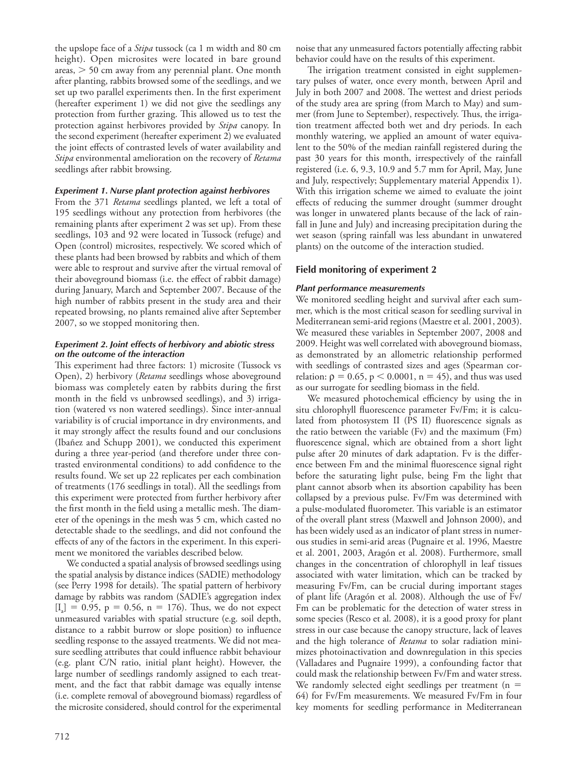the upslope face of a *Stipa* tussock (ca 1 m width and 80 cm height). Open microsites were located in bare ground areas, > 50 cm away from any perennial plant. One month after planting, rabbits browsed some of the seedlings, and we set up two parallel experiments then. In the first experiment (hereafter experiment 1) we did not give the seedlings any protection from further grazing. This allowed us to test the protection against herbivores provided by *Stipa* canopy. In the second experiment (hereafter experiment 2) we evaluated the joint effects of contrasted levels of water availability and *Stipa* environmental amelioration on the recovery of *Retama* seedlings after rabbit browsing.

#### *Experiment 1. Nurse plant protection against herbivores*

From the 371 *Retama* seedlings planted, we left a total of 195 seedlings without any protection from herbivores (the remaining plants after experiment 2 was set up). From these seedlings, 103 and 92 were located in Tussock (refuge) and Open (control) microsites, respectively. We scored which of these plants had been browsed by rabbits and which of them were able to resprout and survive after the virtual removal of their aboveground biomass (i.e. the effect of rabbit damage) during January, March and September 2007. Because of the high number of rabbits present in the study area and their repeated browsing, no plants remained alive after September 2007, so we stopped monitoring then.

#### *Experiment 2. Joint effects of herbivory and abiotic stress on the outcome of the interaction*

This experiment had three factors: 1) microsite (Tussock vs Open), 2) herbivory (*Retama* seedlings whose aboveground biomass was completely eaten by rabbits during the first month in the field vs unbrowsed seedlings), and 3) irrigation (watered vs non watered seedlings). Since inter-annual variability is of crucial importance in dry environments, and it may strongly affect the results found and our conclusions (Ibañez and Schupp 2001), we conducted this experiment during a three year-period (and therefore under three contrasted environmental conditions) to add confidence to the results found. We set up 22 replicates per each combination of treatments (176 seedlings in total). All the seedlings from this experiment were protected from further herbivory after the first month in the field using a metallic mesh. The diameter of the openings in the mesh was 5 cm, which casted no detectable shade to the seedlings, and did not confound the effects of any of the factors in the experiment. In this experiment we monitored the variables described below.

We conducted a spatial analysis of browsed seedlings using the spatial analysis by distance indices (SADIE) methodology (see Perry 1998 for details). The spatial pattern of herbivory damage by rabbits was random (SADIE's aggregation index $[I_a] = 0.95$, $p = 0.56$, $n = 176$). Thus, we do not expect unmeasured variables with spatial structure (e.g. soil depth, distance to a rabbit burrow or slope position) to influence seedling response to the assayed treatments. We did not measure seedling attributes that could influence rabbit behaviour (e.g. plant C/N ratio, initial plant height). However, the large number of seedlings randomly assigned to each treatment, and the fact that rabbit damage was equally intense (i.e. complete removal of aboveground biomass) regardless of the microsite considered, should control for the experimental noise that any unmeasured factors potentially affecting rabbit behavior could have on the results of this experiment.

The irrigation treatment consisted in eight supplementary pulses of water, once every month, between April and July in both 2007 and 2008. The wettest and driest periods of the study area are spring (from March to May) and summer (from June to September), respectively. Thus, the irrigation treatment affected both wet and dry periods. In each monthly watering, we applied an amount of water equivalent to the 50% of the median rainfall registered during the past 30 years for this month, irrespectively of the rainfall registered (i.e. 6, 9.3, 10.9 and 5.7 mm for April, May, June and July, respectively; Supplementary material Appendix 1). With this irrigation scheme we aimed to evaluate the joint effects of reducing the summer drought (summer drought was longer in unwatered plants because of the lack of rainfall in June and July) and increasing precipitation during the wet season (spring rainfall was less abundant in unwatered plants) on the outcome of the interaction studied.

### Field monitoring of experiment 2

#### *Plant performance measurements*

We monitored seedling height and survival after each summer, which is the most critical season for seedling survival in Mediterranean semi-arid regions (Maestre et al. 2001, 2003). We measured these variables in September 2007, 2008 and 2009. Height was well correlated with aboveground biomass, as demonstrated by an allometric relationship performed with seedlings of contrasted sizes and ages (Spearman correlation: $\rho = 0.65$, $p < 0.0001$, $n = 45$), and thus was used as our surrogate for seedling biomass in the field.

We measured photochemical efficiency by using the in situ chlorophyll fluorescence parameter Fv/Fm; it is calculated from photosystem II (PS II) fluorescence signals as the ratio between the variable (Fv) and the maximum (Fm) fluorescence signal, which are obtained from a short light pulse after 20 minutes of dark adaptation. Fv is the difference between Fm and the minimal fluorescence signal right before the saturating light pulse, being Fm the light that plant cannot absorb when its absorption capability has been collapsed by a previous pulse. Fv/Fm was determined with a pulse-modulated fluorometer. This variable is an estimator of the overall plant stress (Maxwell and Johnson 2000), and has been widely used as an indicator of plant stress in numerous studies in semi-arid areas (Pugnaire et al. 1996, Maestre et al. 2001, 2003, Aragón et al. 2008). Furthermore, small changes in the concentration of chlorophyll in leaf tissues associated with water limitation, which can be tracked by measuring Fv/Fm, can be crucial during important stages of plant life (Aragón et al. 2008). Although the use of Fv/Fm can be problematic for the detection of water stress in some species (Resco et al. 2008), it is a good proxy for plant stress in our case because the canopy structure, lack of leaves and the high tolerance of *Retama* to solar radiation minimizes photoinactivation and downregulation in this species (Valladares and Pugnaire 1999), a confounding factor that could mask the relationship between Fv/Fm and water stress. We randomly selected eight seedlings per treatment ($n = 64$) for Fv/Fm measurements. We measured Fv/Fm in four key moments for seedling performance in Mediterranean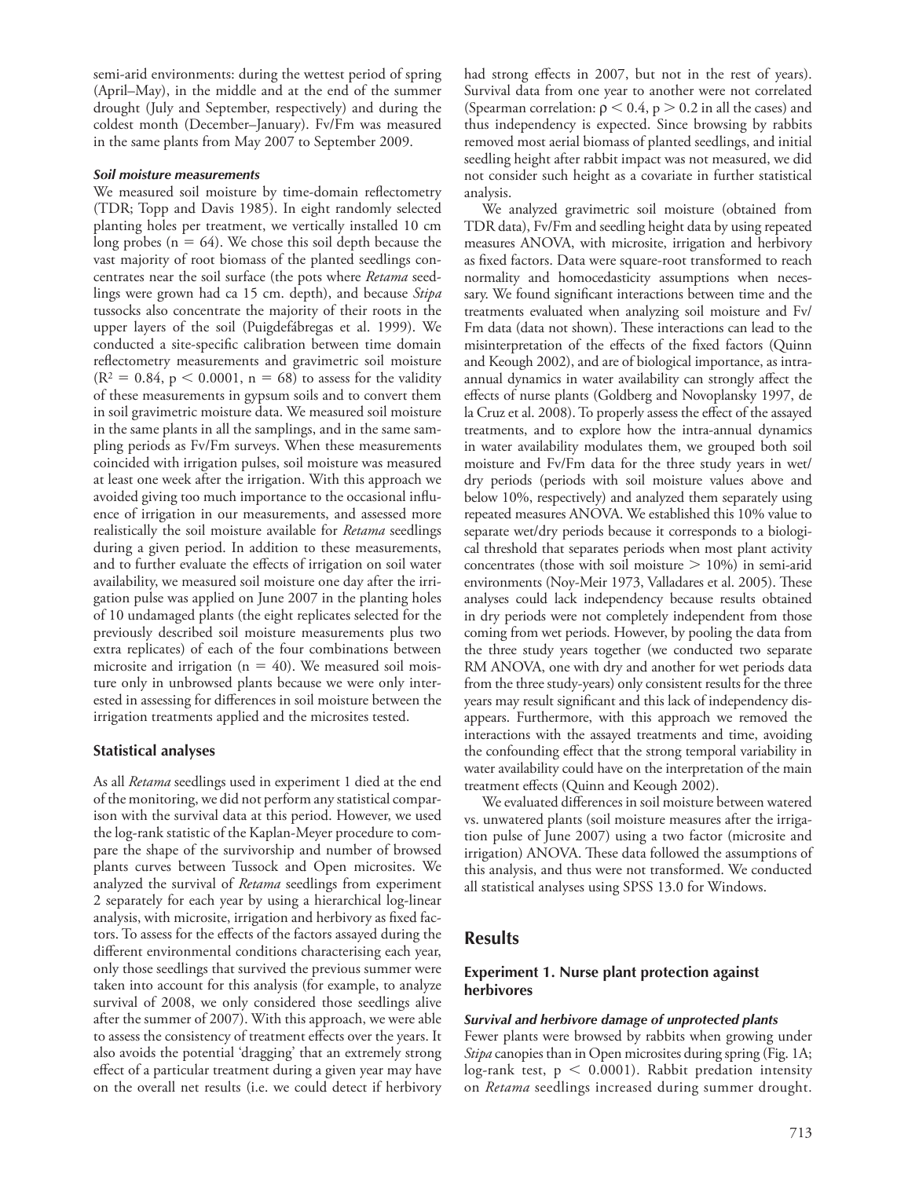semi-arid environments: during the wettest period of spring (April–May), in the middle and at the end of the summer drought (July and September, respectively) and during the coldest month (December–January). Fv/Fm was measured in the same plants from May 2007 to September 2009.

#### *Soil moisture measurements*

We measured soil moisture by time-domain reflectometry (TDR; Topp and Davis 1985). In eight randomly selected planting holes per treatment, we vertically installed 10 cm long probes ($n = 64$). We chose this soil depth because the vast majority of root biomass of the planted seedlings concentrates near the soil surface (the pots where *Retama* seedlings were grown had ca 15 cm. depth), and because *Stipa* tussocks also concentrate the majority of their roots in the upper layers of the soil (Puigdefábregas et al. 1999). We conducted a site-specific calibration between time domain reflectometry measurements and gravimetric soil moisture ($R^2 = 0.84$, $p < 0.0001$, $n = 68$) to assess for the validity of these measurements in gypsum soils and to convert them in soil gravimetric moisture data. We measured soil moisture in the same plants in all the samplings, and in the same sampling periods as Fv/Fm surveys. When these measurements coincided with irrigation pulses, soil moisture was measured at least one week after the irrigation. With this approach we avoided giving too much importance to the occasional influence of irrigation in our measurements, and assessed more realistically the soil moisture available for *Retama* seedlings during a given period. In addition to these measurements, and to further evaluate the effects of irrigation on soil water availability, we measured soil moisture one day after the irrigation pulse was applied on June 2007 in the planting holes of 10 undamaged plants (the eight replicates selected for the previously described soil moisture measurements plus two extra replicates) of each of the four combinations between microsite and irrigation ($n = 40$). We measured soil moisture only in unbrowsed plants because we were only interested in assessing for differences in soil moisture between the irrigation treatments applied and the microsites tested.

### Statistical analyses

As all *Retama* seedlings used in experiment 1 died at the end of the monitoring, we did not perform any statistical comparison with the survival data at this period. However, we used the log-rank statistic of the Kaplan-Meyer procedure to compare the shape of the survivorship and number of browsed plants curves between Tussock and Open microsites. We analyzed the survival of *Retama* seedlings from experiment 2 separately for each year by using a hierarchical log-linear analysis, with microsite, irrigation and herbivory as fixed factors. To assess for the effects of the factors assayed during the different environmental conditions characterising each year, only those seedlings that survived the previous summer were taken into account for this analysis (for example, to analyze survival of 2008, we only considered those seedlings alive after the summer of 2007). With this approach, we were able to assess the consistency of treatment effects over the years. It also avoids the potential 'dragging' that an extremely strong effect of a particular treatment during a given year may have on the overall net results (i.e. we could detect if herbivory had strong effects in 2007, but not in the rest of years). Survival data from one year to another were not correlated (Spearman correlation: $\rho < 0.4$, $p > 0.2$ in all the cases) and thus independency is expected. Since browsing by rabbits removed most aerial biomass of planted seedlings, and initial seedling height after rabbit impact was not measured, we did not consider such height as a covariate in further statistical analysis.

We analyzed gravimetric soil moisture (obtained from TDR data), Fv/Fm and seedling height data by using repeated measures ANOVA, with microsite, irrigation and herbivory as fixed factors. Data were square-root transformed to reach normality and homocedasticity assumptions when necessary. We found significant interactions between time and the treatments evaluated when analyzing soil moisture and Fv/Fm data (data not shown). These interactions can lead to the misinterpretation of the effects of the fixed factors (Quinn and Keough 2002), and are of biological importance, as intra-annual dynamics in water availability can strongly affect the effects of nurse plants (Goldberg and Novoplansky 1997, de la Cruz et al. 2008). To properly assess the effect of the assayed treatments, and to explore how the intra-annual dynamics in water availability modulates them, we grouped both soil moisture and Fv/Fm data for the three study years in wet/dry periods (periods with soil moisture values above and below 10%, respectively) and analyzed them separately using repeated measures ANOVA. We established this 10% value to separate wet/dry periods because it corresponds to a biological threshold that separates periods when most plant activity concentrates (those with soil moisture > 10%) in semi-arid environments (Noy-Meir 1973, Valladares et al. 2005). These analyses could lack independency because results obtained in dry periods were not completely independent from those coming from wet periods. However, by pooling the data from the three study years together (we conducted two separate RM ANOVA, one with dry and another for wet periods data from the three study-years) only consistent results for the three years may result significant and this lack of independency disappears. Furthermore, with this approach we removed the interactions with the assayed treatments and time, avoiding the confounding effect that the strong temporal variability in water availability could have on the interpretation of the main treatment effects (Quinn and Keough 2002).

We evaluated differences in soil moisture between watered vs. unwatered plants (soil moisture measures after the irrigation pulse of June 2007) using a two factor (microsite and irrigation) ANOVA. These data followed the assumptions of this analysis, and thus were not transformed. We conducted all statistical analyses using SPSS 13.0 for Windows.

## Results

### Experiment 1. Nurse plant protection against herbivores

#### *Survival and herbivore damage of unprotected plants*

Fewer plants were browsed by rabbits when growing under *Stipa* canopies than in Open microsites during spring (Fig. 1A; log-rank test, $p < 0.0001$). Rabbit predation intensity on *Retama* seedlings increased during summer drought.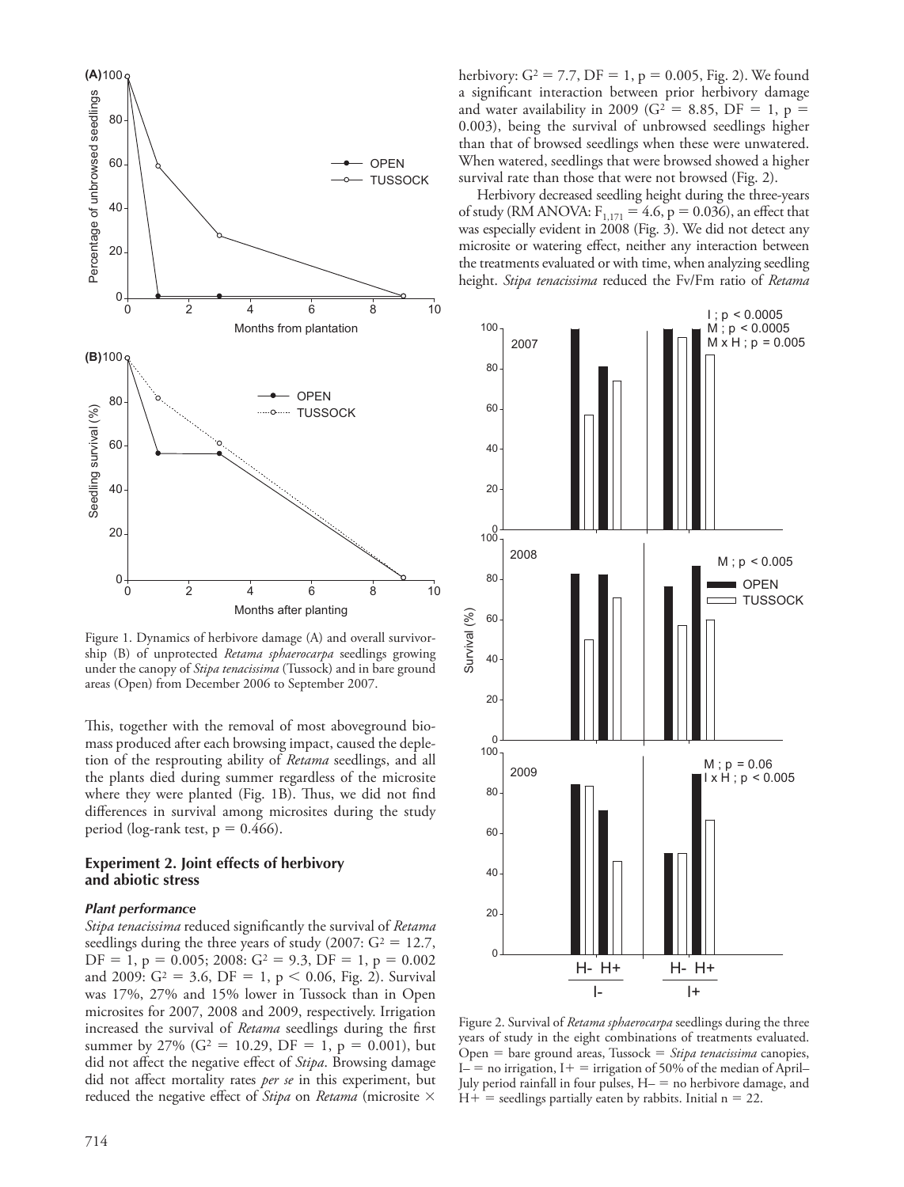Figure 1. Dynamics of herbivore damage (A) and overall survivorship (B) of unprotected *Retama sphaerocarpa* seedlings growing under the canopy of *Stipa tenacissima* (Tussock) and in bare ground areas (Open) from December 2006 to September 2007.

This, together with the removal of most aboveground biomass produced after each browsing impact, caused the depletion of the resprouting ability of *Retama* seedlings, and all the plants died during summer regardless of the microsite where they were planted (Fig. 1B). Thus, we did not find differences in survival among microsites during the study period (log-rank test, $p = 0.466$).

## Experiment 2. Joint effects of herbivory and abiotic stress

### *Plant performance*

*Stipa tenacissima* reduced significantly the survival of *Retama* seedlings during the three years of study (2007: $G^2 = 12.7$, DF = 1, $p = 0.005$; 2008: $G^2 = 9.3$, DF = 1, $p = 0.002$ and 2009: $G^2 = 3.6$, DF = 1, $p < 0.06$, Fig. 2). Survival was 17%, 27% and 15% lower in Tussock than in Open microsites for 2007, 2008 and 2009, respectively. Irrigation increased the survival of *Retama* seedlings during the first summer by 27% ($G^2 = 10.29$, DF = 1, $p = 0.001$), but did not affect the negative effect of *Stipa*. Browsing damage did not affect mortality rates *per se* in this experiment, but reduced the negative effect of *Stipa* on *Retama* (microsite × herbivory: $G^2 = 7.7$, DF = 1, $p = 0.005$, Fig. 2). We found a significant interaction between prior herbivory damage and water availability in 2009 ($G^2 = 8.85$, DF = 1, $p = 0.003$), being the survival of unbrowsed seedlings higher than that of browsed seedlings when these were unwatered. When watered, seedlings that were browsed showed a higher survival rate than those that were not browsed (Fig. 2).

Herbivory decreased seedling height during the three-years of study (RM ANOVA: $F_{1,171} = 4.6$, $p = 0.036$), an effect that was especially evident in 2008 (Fig. 3). We did not detect any microsite or watering effect, neither any interaction between the treatments evaluated or with time, when analyzing seedling height. *Stipa tenacissima* reduced the Fv/Fm ratio of *Retama*

Figure 2. Survival of *Retama sphaerocarpa* seedlings during the three years of study in the eight combinations of treatments evaluated. Open = bare ground areas, Tussock = *Stipa tenacissima* canopies, I– = no irrigation, I+ = irrigation of 50% of the median of April–July period rainfall in four pulses, H– = no herbivore damage, and H+ = seedlings partially eaten by rabbits. Initial n = 22.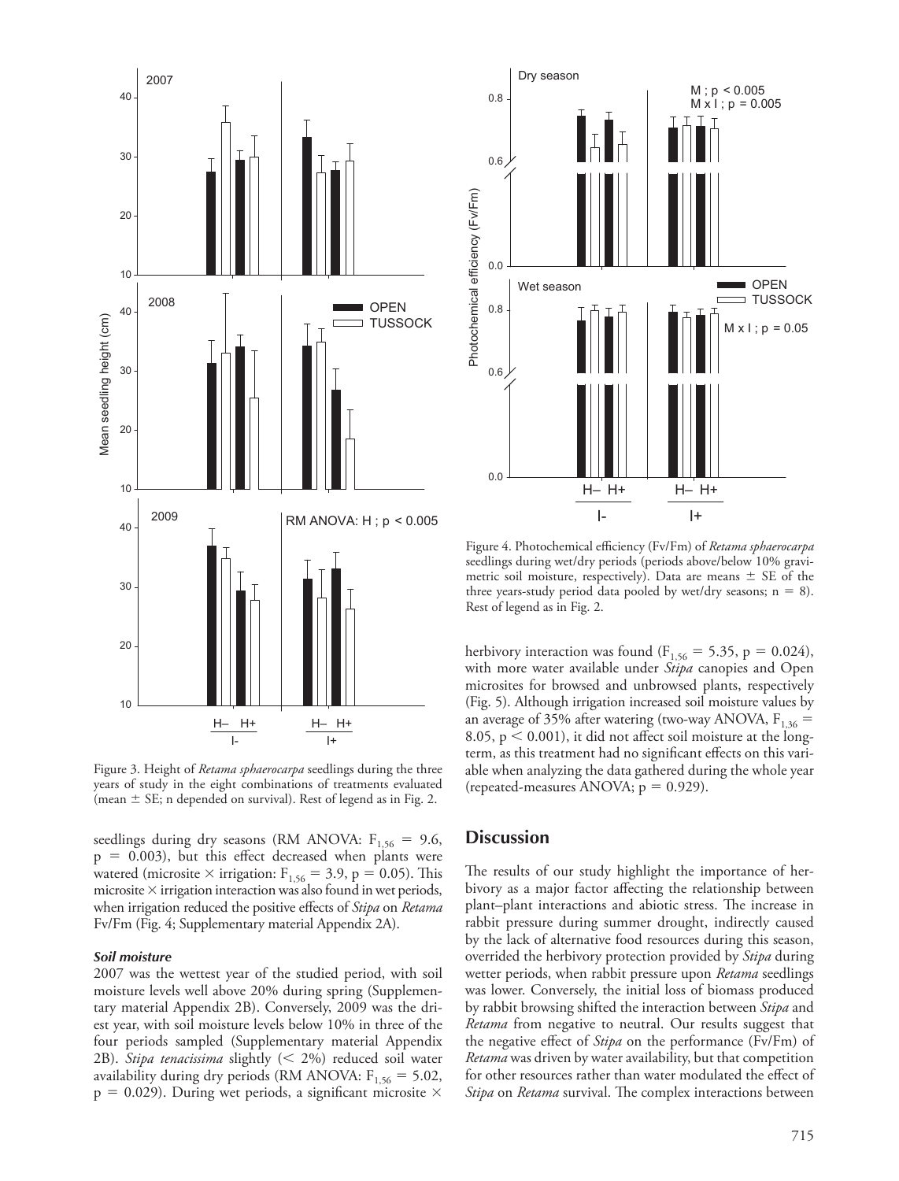Figure 3. Height of *Retama sphaerocarpa* seedlings during the three years of study in the eight combinations of treatments evaluated (mean ± SE; n depended on survival). Rest of legend as in Fig. 2.

Figure 4. Photochemical efficiency (Fv/Fm) of *Retama sphaerocarpa* seedlings during wet/dry periods (periods above/below 10% gravimetric soil moisture, respectively). Data are means ± SE of the three years-study period data pooled by wet/dry seasons; n = 8). Rest of legend as in Fig. 2.

seedlings during dry seasons (RM ANOVA: $F_{1,56} = 9.6$, $p = 0.003$), but this effect decreased when plants were watered (microsite × irrigation: $F_{1,56} = 3.9$, $p = 0.05$). This microsite × irrigation interaction was also found in wet periods, when irrigation reduced the positive effects of *Stipa* on *Retama* Fv/Fm (Fig. 4; Supplementary material Appendix 2A).

### *Soil moisture*

2007 was the wettest year of the studied period, with soil moisture levels well above 20% during spring (Supplementary material Appendix 2B). Conversely, 2009 was the driest year, with soil moisture levels below 10% in three of the four periods sampled (Supplementary material Appendix 2B). *Stipa tenacissima* slightly (< 2%) reduced soil water availability during dry periods (RM ANOVA: $F_{1,56} = 5.02$, $p = 0.029$). During wet periods, a significant microsite × herbivory interaction was found ($F_{1,56} = 5.35$, $p = 0.024$), with more water available under *Stipa* canopies and Open microsites for browsed and unbrowsed plants, respectively (Fig. 5). Although irrigation increased soil moisture values by an average of 35% after watering (two-way ANOVA, $F_{1,36} = 8.05$, $p < 0.001$), it did not affect soil moisture at the long-term, as this treatment had no significant effects on this variable when analyzing the data gathered during the whole year (repeated-measures ANOVA; $p = 0.929$).

## Discussion

The results of our study highlight the importance of herbivory as a major factor affecting the relationship between plant–plant interactions and abiotic stress. The increase in rabbit pressure during summer drought, indirectly caused by the lack of alternative food resources during this season, overrided the herbivory protection provided by *Stipa* during wetter periods, when rabbit pressure upon *Retama* seedlings was lower. Conversely, the initial loss of biomass produced by rabbit browsing shifted the interaction between *Stipa* and *Retama* from negative to neutral. Our results suggest that the negative effect of *Stipa* on the performance (Fv/Fm) of *Retama* was driven by water availability, but that competition for other resources rather than water modulated the effect of *Stipa* on *Retama* survival. The complex interactions between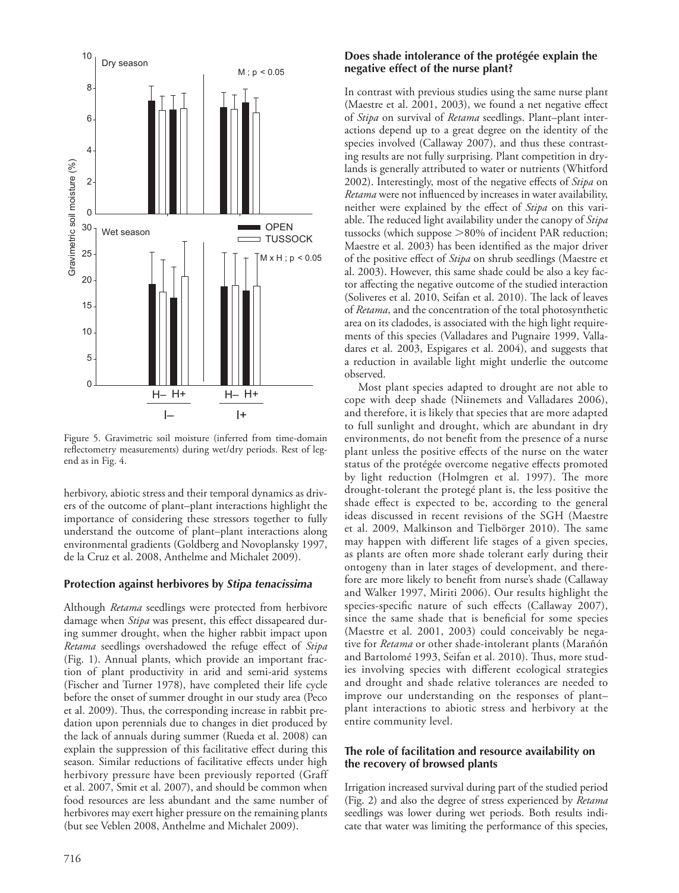Figure 5. Gravimetric soil moisture (inferred from time-domain reflectometry measurements) during wet/dry periods. Rest of legend as in Fig. 4.

herbivory, abiotic stress and their temporal dynamics as drivers of the outcome of plant–plant interactions highlight the importance of considering these stressors together to fully understand the outcome of plant–plant interactions along environmental gradients (Goldberg and Novoplansky 1997, de la Cruz et al. 2008, Anthelme and Michalet 2009).

### Protection against herbivores by *Stipa tenacissima*

Although *Retama* seedlings were protected from herbivore damage when *Stipa* was present, this effect dissapeared during summer drought, when the higher rabbit impact upon *Retama* seedlings overshadowed the refuge effect of *Stipa* (Fig. 1). Annual plants, which provide an important fraction of plant productivity in arid and semi-arid systems (Fischer and Turner 1978), have completed their life cycle before the onset of summer drought in our study area (Peco et al. 2009). Thus, the corresponding increase in rabbit predation upon perennials due to changes in diet produced by the lack of annuals during summer (Rueda et al. 2008) can explain the suppression of this facilitative effect during this season. Similar reductions of facilitative effects under high herbivory pressure have been previously reported (Graff et al. 2007, Smit et al. 2007), and should be common when food resources are less abundant and the same number of herbivores may exert higher pressure on the remaining plants (but see Veblen 2008, Anthelme and Michalet 2009).

### Does shade intolerance of the protégée explain the negative effect of the nurse plant?

In contrast with previous studies using the same nurse plant (Maestre et al. 2001, 2003), we found a net negative effect of *Stipa* on survival of *Retama* seedlings. Plant–plant interactions depend up to a great degree on the identity of the species involved (Callaway 2007), and thus these contrasting results are not fully surprising. Plant competition in drylands is generally attributed to water or nutrients (Whitford 2002). Interestingly, most of the negative effects of *Stipa* on *Retama* were not influenced by increases in water availability, neither were explained by the effect of *Stipa* on this variable. The reduced light availability under the canopy of *Stipa* tussocks (which suppose >80% of incident PAR reduction; Maestre et al. 2003) has been identified as the major driver of the positive effect of *Stipa* on shrub seedlings (Maestre et al. 2003). However, this same shade could be also a key factor affecting the negative outcome of the studied interaction (Soliveres et al. 2010, Seifan et al. 2010). The lack of leaves of *Retama*, and the concentration of the total photosynthetic area on its cladodes, is associated with the high light requirements of this species (Valladares and Pugnaire 1999, Valladares et al. 2003, Espigares et al. 2004), and suggests that a reduction in available light might underlie the outcome observed.

Most plant species adapted to drought are not able to cope with deep shade (Niinemets and Valladares 2006), and therefore, it is likely that species that are more adapted to full sunlight and drought, which are abundant in dry environments, do not benefit from the presence of a nurse plant unless the positive effects of the nurse on the water status of the protégée overcome negative effects promoted by light reduction (Holmgren et al. 1997). The more drought-tolerant the protegé plant is, the less positive the shade effect is expected to be, according to the general ideas discussed in recent revisions of the SGH (Maestre et al. 2009, Malkinson and Tielbörger 2010). The same may happen with different life stages of a given species, as plants are often more shade tolerant early during their ontogeny than in later stages of development, and therefore are more likely to benefit from nurse's shade (Callaway and Walker 1997, Miriti 2006). Our results highlight the species-specific nature of such effects (Callaway 2007), since the same shade that is beneficial for some species (Maestre et al. 2001, 2003) could conceivably be negative for *Retama* or other shade-intolerant plants (Marañón and Bartolomé 1993, Seifan et al. 2010). Thus, more studies involving species with different ecological strategies and drought and shade relative tolerances are needed to improve our understanding on the responses of plant–plant interactions to abiotic stress and herbivory at the entire community level.

### The role of facilitation and resource availability on the recovery of browsed plants

Irrigation increased survival during part of the studied period (Fig. 2) and also the degree of stress experienced by *Retama* seedlings was lower during wet periods. Both results indicate that water was limiting the performance of this species,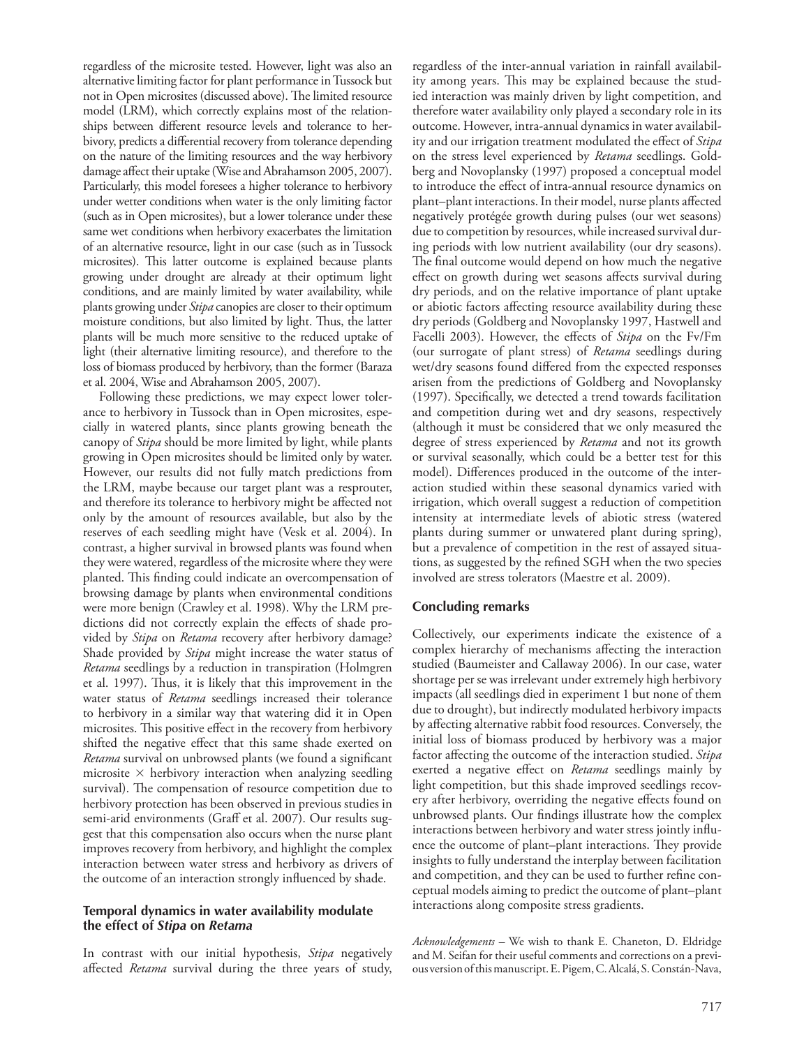regardless of the microsite tested. However, light was also an alternative limiting factor for plant performance in Tussock but not in Open microsites (discussed above). The limited resource model (LRM), which correctly explains most of the relationships between different resource levels and tolerance to herbivory, predicts a differential recovery from tolerance depending on the nature of the limiting resources and the way herbivory damage affect their uptake (Wise and Abrahamson 2005, 2007). Particularly, this model foresees a higher tolerance to herbivory under wetter conditions when water is the only limiting factor (such as in Open microsites), but a lower tolerance under these same wet conditions when herbivory exacerbates the limitation of an alternative resource, light in our case (such as in Tussock microsites). This latter outcome is explained because plants growing under drought are already at their optimum light conditions, and are mainly limited by water availability, while plants growing under *Stipa* canopies are closer to their optimum moisture conditions, but also limited by light. Thus, the latter plants will be much more sensitive to the reduced uptake of light (their alternative limiting resource), and therefore to the loss of biomass produced by herbivory, than the former (Baraza et al. 2004, Wise and Abrahamson 2005, 2007).

Following these predictions, we may expect lower tolerance to herbivory in Tussock than in Open microsites, especially in watered plants, since plants growing beneath the canopy of *Stipa* should be more limited by light, while plants growing in Open microsites should be limited only by water. However, our results did not fully match predictions from the LRM, maybe because our target plant was a resprouter, and therefore its tolerance to herbivory might be affected not only by the amount of resources available, but also by the reserves of each seedling might have (Vesk et al. 2004). In contrast, a higher survival in browsed plants was found when they were watered, regardless of the microsite where they were planted. This finding could indicate an overcompensation of browsing damage by plants when environmental conditions were more benign (Crawley et al. 1998). Why the LRM predictions did not correctly explain the effects of shade provided by *Stipa* on *Retama* recovery after herbivory damage? Shade provided by *Stipa* might increase the water status of *Retama* seedlings by a reduction in transpiration (Holmgren et al. 1997). Thus, it is likely that this improvement in the water status of *Retama* seedlings increased their tolerance to herbivory in a similar way that watering did it in Open microsites. This positive effect in the recovery from herbivory shifted the negative effect that this same shade exerted on *Retama* survival on unbrowsed plants (we found a significant microsite × herbivory interaction when analyzing seedling survival). The compensation of resource competition due to herbivory protection has been observed in previous studies in semi-arid environments (Graff et al. 2007). Our results suggest that this compensation also occurs when the nurse plant improves recovery from herbivory, and highlight the complex interaction between water stress and herbivory as drivers of the outcome of an interaction strongly influenced by shade.

### Temporal dynamics in water availability modulate the effect of *Stipa* on *Retama*

In contrast with our initial hypothesis, *Stipa* negatively affected *Retama* survival during the three years of study, regardless of the inter-annual variation in rainfall availability among years. This may be explained because the studied interaction was mainly driven by light competition, and therefore water availability only played a secondary role in its outcome. However, intra-annual dynamics in water availability and our irrigation treatment modulated the effect of *Stipa* on the stress level experienced by *Retama* seedlings. Goldberg and Novoplansky (1997) proposed a conceptual model to introduce the effect of intra-annual resource dynamics on plant–plant interactions. In their model, nurse plants affected negatively protégée growth during pulses (our wet seasons) due to competition by resources, while increased survival during periods with low nutrient availability (our dry seasons). The final outcome would depend on how much the negative effect on growth during wet seasons affects survival during dry periods, and on the relative importance of plant uptake or abiotic factors affecting resource availability during these dry periods (Goldberg and Novoplansky 1997, Hastwell and Facelli 2003). However, the effects of *Stipa* on the Fv/Fm (our surrogate of plant stress) of *Retama* seedlings during wet/dry seasons found differed from the expected responses arisen from the predictions of Goldberg and Novoplansky (1997). Specifically, we detected a trend towards facilitation and competition during wet and dry seasons, respectively (although it must be considered that we only measured the degree of stress experienced by *Retama* and not its growth or survival seasonally, which could be a better test for this model). Differences produced in the outcome of the interaction studied within these seasonal dynamics varied with irrigation, which overall suggest a reduction of competition intensity at intermediate levels of abiotic stress (watered plants during summer or unwatered plant during spring), but a prevalence of competition in the rest of assayed situations, as suggested by the refined SGH when the two species involved are stress tolerators (Maestre et al. 2009).

### Concluding remarks

Collectively, our experiments indicate the existence of a complex hierarchy of mechanisms affecting the interaction studied (Baumeister and Callaway 2006). In our case, water shortage per se was irrelevant under extremely high herbivory impacts (all seedlings died in experiment 1 but none of them due to drought), but indirectly modulated herbivory impacts by affecting alternative rabbit food resources. Conversely, the initial loss of biomass produced by herbivory was a major factor affecting the outcome of the interaction studied. *Stipa* exerted a negative effect on *Retama* seedlings mainly by light competition, but this shade improved seedlings recovery after herbivory, overriding the negative effects found on unbrowsed plants. Our findings illustrate how the complex interactions between herbivory and water stress jointly influence the outcome of plant–plant interactions. They provide insights to fully understand the interplay between facilitation and competition, and they can be used to further refine conceptual models aiming to predict the outcome of plant–plant interactions along composite stress gradients.

*Acknowledgements* – We wish to thank E. Chaneton, D. Eldridge and M. Seifan for their useful comments and corrections on a previous version of this manuscript. E. Pigem, C. Alcalá, S. Constán-Nava,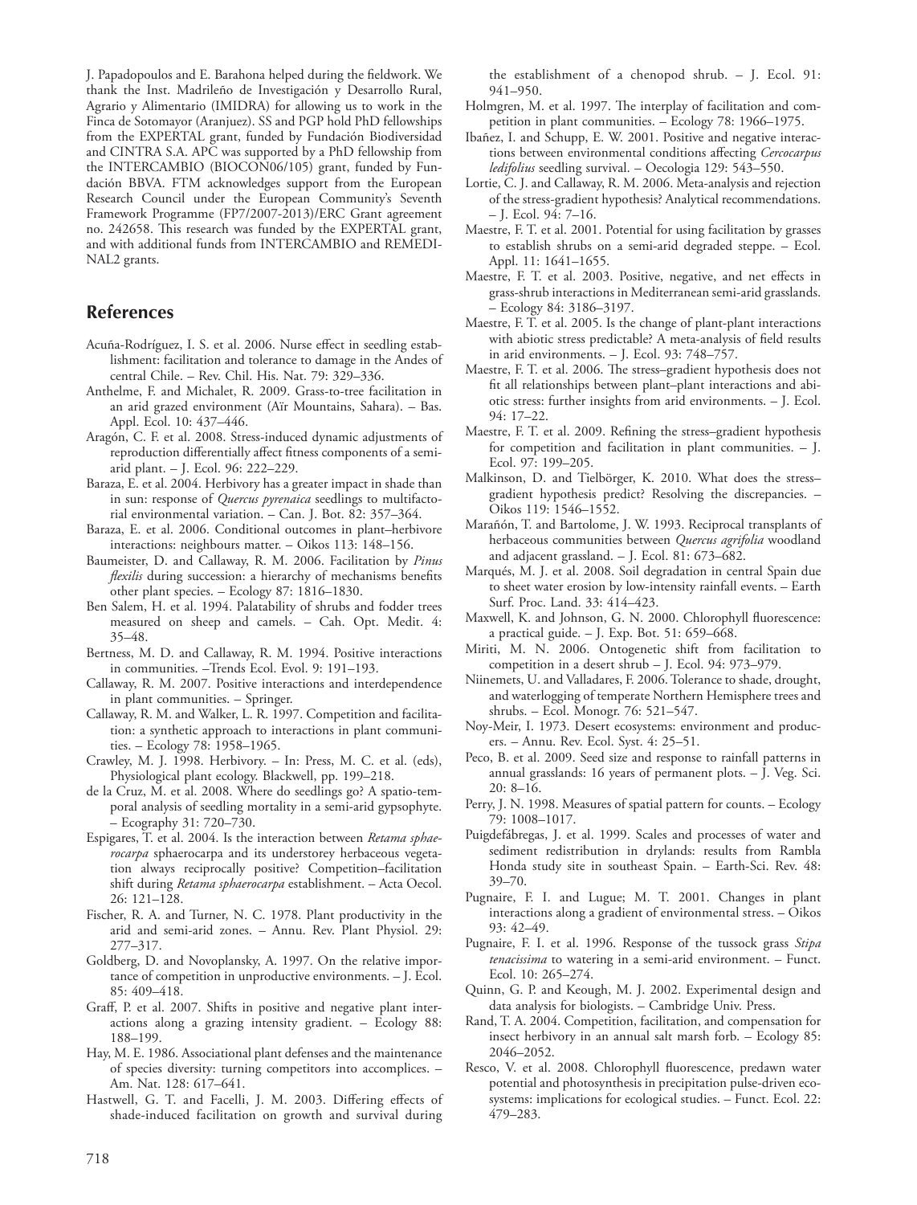J. Papadopoulos and E. Barahona helped during the fieldwork. We thank the Inst. Madrileño de Investigación y Desarrollo Rural, Agrario y Alimentario (IMIDRA) for allowing us to work in the Finca de Sotomayor (Aranjuez). SS and PGP hold PhD fellowships from the EXPERTAL grant, funded by Fundación Biodiversidad and CINTRA S.A. APC was supported by a PhD fellowship from the INTERCAMBIO (BIOCON06/105) grant, funded by Fundación BBVA. FTM acknowledges support from the European Research Council under the European Community's Seventh Framework Programme (FP7/2007-2013)/ERC Grant agreement no. 242658. This research was funded by the EXPERTAL grant, and with additional funds from INTERCAMBIO and REMEDINAL2 grants.

## References

- Acuña-Rodríguez, I. S. et al. 2006. Nurse effect in seedling establishment: facilitation and tolerance to damage in the Andes of central Chile. – Rev. Chil. His. Nat. 79: 329–336.
- Anthelme, F. and Michalet, R. 2009. Grass-to-tree facilitation in an arid grazed environment (Aïr Mountains, Sahara). – Bas. Appl. Ecol. 10: 437–446.
- Aragón, C. F. et al. 2008. Stress-induced dynamic adjustments of reproduction differentially affect fitness components of a semi-arid plant. – J. Ecol. 96: 222–229.
- Baraza, E. et al. 2004. Herbivory has a greater impact in shade than in sun: response of *Quercus pyrenaica* seedlings to multifactorial environmental variation. – Can. J. Bot. 82: 357–364.
- Baraza, E. et al. 2006. Conditional outcomes in plant–herbivore interactions: neighbours matter. – Oikos 113: 148–156.
- Baumeister, D. and Callaway, R. M. 2006. Facilitation by *Pinus flexilis* during succession: a hierarchy of mechanisms benefits other plant species. – Ecology 87: 1816–1830.
- Ben Salem, H. et al. 1994. Palatability of shrubs and fodder trees measured on sheep and camels. – Cah. Opt. Medit. 4: 35–48.
- Bertness, M. D. and Callaway, R. M. 1994. Positive interactions in communities. –Trends Ecol. Evol. 9: 191–193.
- Callaway, R. M. 2007. Positive interactions and interdependence in plant communities. – Springer.
- Callaway, R. M. and Walker, L. R. 1997. Competition and facilitation: a synthetic approach to interactions in plant communities. – Ecology 78: 1958–1965.
- Crawley, M. J. 1998. Herbivory. – In: Press, M. C. et al. (eds), Physiological plant ecology. Blackwell, pp. 199–218.
- de la Cruz, M. et al. 2008. Where do seedlings go? A spatio-temporal analysis of seedling mortality in a semi-arid gypsophyte. – Ecography 31: 720–730.
- Espigares, T. et al. 2004. Is the interaction between *Retama sphaerocarpa* sphaerocarpa and its understorey herbaceous vegetation always reciprocally positive? Competition–facilitation shift during *Retama sphaerocarpa* establishment. – Acta Oecol. 26: 121–128.
- Fischer, R. A. and Turner, N. C. 1978. Plant productivity in the arid and semi-arid zones. – Annu. Rev. Plant Physiol. 29: 277–317.
- Goldberg, D. and Novoplansky, A. 1997. On the relative importance of competition in unproductive environments. – J. Ecol. 85: 409–418.
- Graff, P. et al. 2007. Shifts in positive and negative plant interactions along a grazing intensity gradient. – Ecology 88: 188–199.
- Hay, M. E. 1986. Associational plant defenses and the maintenance of species diversity: turning competitors into accomplices. – Am. Nat. 128: 617–641.
- Hastwell, G. T. and Facelli, J. M. 2003. Differing effects of shade-induced facilitation on growth and survival during the establishment of a chenopod shrub. – J. Ecol. 91: 941–950.
- Holmgren, M. et al. 1997. The interplay of facilitation and competition in plant communities. – Ecology 78: 1966–1975.
- Ibañez, I. and Schupp, E. W. 2001. Positive and negative interactions between environmental conditions affecting *Cercocarpus ledifolius* seedling survival. – Oecologia 129: 543–550.
- Lortie, C. J. and Callaway, R. M. 2006. Meta-analysis and rejection of the stress-gradient hypothesis? Analytical recommendations. – J. Ecol. 94: 7–16.
- Maestre, F. T. et al. 2001. Potential for using facilitation by grasses to establish shrubs on a semi-arid degraded steppe. – Ecol. Appl. 11: 1641–1655.
- Maestre, F. T. et al. 2003. Positive, negative, and net effects in grass-shrub interactions in Mediterranean semi-arid grasslands. – Ecology 84: 3186–3197.
- Maestre, F. T. et al. 2005. Is the change of plant-plant interactions with abiotic stress predictable? A meta-analysis of field results in arid environments. – J. Ecol. 93: 748–757.
- Maestre, F. T. et al. 2006. The stress–gradient hypothesis does not fit all relationships between plant–plant interactions and abiotic stress: further insights from arid environments. – J. Ecol. 94: 17–22.
- Maestre, F. T. et al. 2009. Refining the stress–gradient hypothesis for competition and facilitation in plant communities. – J. Ecol. 97: 199–205.
- Malkinson, D. and Tielbörger, K. 2010. What does the stress–gradient hypothesis predict? Resolving the discrepancies. – Oikos 119: 1546–1552.
- Marañón, T. and Bartolome, J. W. 1993. Reciprocal transplants of herbaceous communities between *Quercus agrifolia* woodland and adjacent grassland. – J. Ecol. 81: 673–682.
- Marqués, M. J. et al. 2008. Soil degradation in central Spain due to sheet water erosion by low-intensity rainfall events. – Earth Surf. Proc. Land. 33: 414–423.
- Maxwell, K. and Johnson, G. N. 2000. Chlorophyll fluorescence: a practical guide. – J. Exp. Bot. 51: 659–668.
- Miriti, M. N. 2006. Ontogenetic shift from facilitation to competition in a desert shrub – J. Ecol. 94: 973–979.
- Niinemets, U. and Valladares, F. 2006. Tolerance to shade, drought, and waterlogging of temperate Northern Hemisphere trees and shrubs. – Ecol. Monogr. 76: 521–547.
- Noy-Meir, I. 1973. Desert ecosystems: environment and producers. – Annu. Rev. Ecol. Syst. 4: 25–51.
- Peco, B. et al. 2009. Seed size and response to rainfall patterns in annual grasslands: 16 years of permanent plots. – J. Veg. Sci. 20: 8–16.
- Perry, J. N. 1998. Measures of spatial pattern for counts. – Ecology 79: 1008–1017.
- Puigdefábregas, J. et al. 1999. Scales and processes of water and sediment redistribution in drylands: results from Rambla Honda study site in southeast Spain. – Earth-Sci. Rev. 48: 39–70.
- Pugnaire, F. I. and Lugue; M. T. 2001. Changes in plant interactions along a gradient of environmental stress. – Oikos 93: 42–49.
- Pugnaire, F. I. et al. 1996. Response of the tussock grass *Stipa tenacissima* to watering in a semi-arid environment. – Funct. Ecol. 10: 265–274.
- Quinn, G. P. and Keough, M. J. 2002. Experimental design and data analysis for biologists. – Cambridge Univ. Press.
- Rand, T. A. 2004. Competition, facilitation, and compensation for insect herbivory in an annual salt marsh forb. – Ecology 85: 2046–2052.
- Resco, V. et al. 2008. Chlorophyll fluorescence, predawn water potential and photosynthesis in precipitation pulse-driven ecosystems: implications for ecological studies. – Funct. Ecol. 22: 479–283.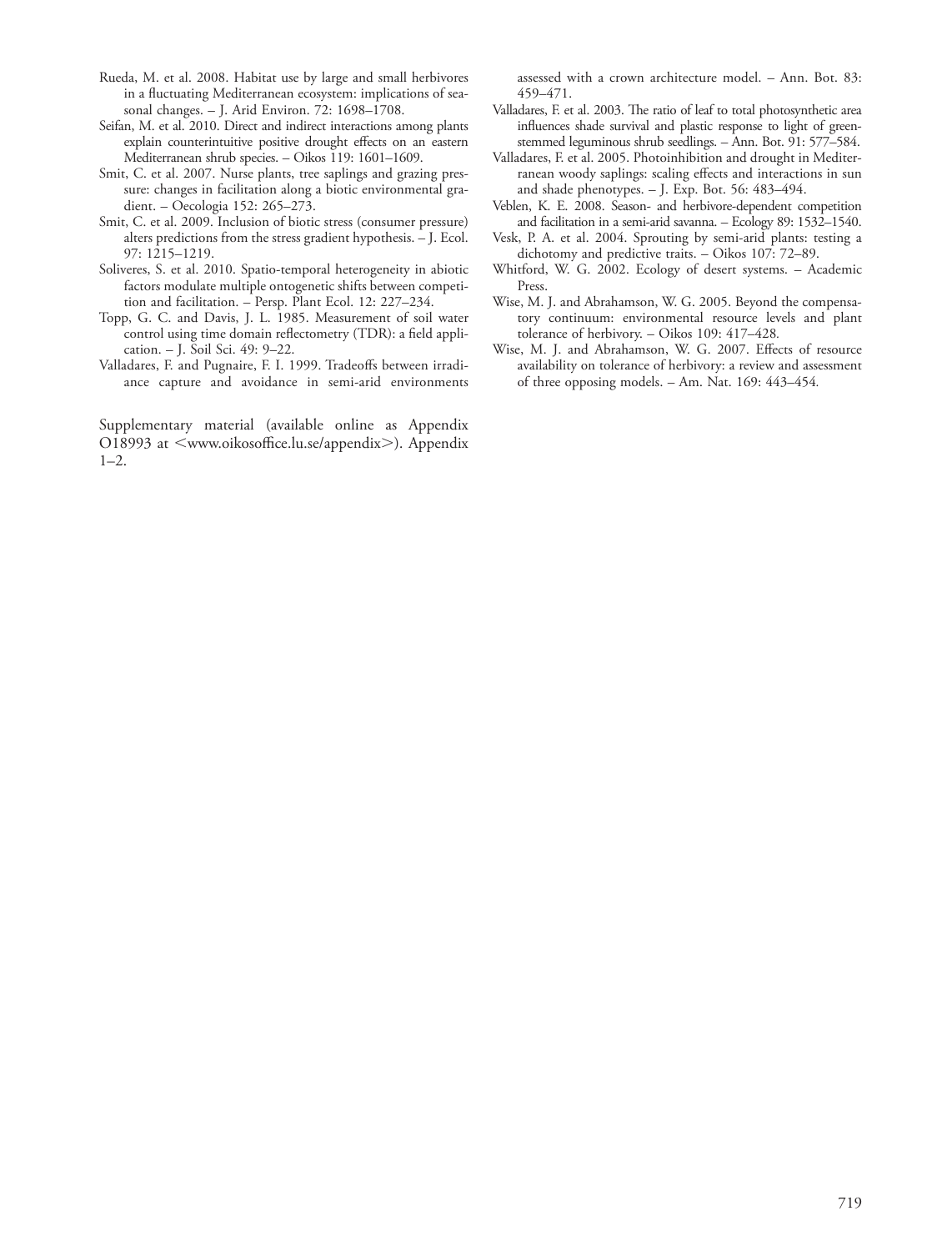Rueda, M. et al. 2008. Habitat use by large and small herbivores in a fluctuating Mediterranean ecosystem: implications of seasonal changes. – J. Arid Environ. 72: 1698–1708.

Seifan, M. et al. 2010. Direct and indirect interactions among plants explain counterintuitive positive drought effects on an eastern Mediterranean shrub species. – Oikos 119: 1601–1609.

Smit, C. et al. 2007. Nurse plants, tree saplings and grazing pressure: changes in facilitation along a biotic environmental gradient. – Oecologia 152: 265–273.

Smit, C. et al. 2009. Inclusion of biotic stress (consumer pressure) alters predictions from the stress gradient hypothesis. – J. Ecol. 97: 1215–1219.

Soliveres, S. et al. 2010. Spatio-temporal heterogeneity in abiotic factors modulate multiple ontogenetic shifts between competition and facilitation. – Persp. Plant Ecol. 12: 227–234.

Topp, G. C. and Davis, J. L. 1985. Measurement of soil water control using time domain reflectometry (TDR): a field application. – J. Soil Sci. 49: 9–22.

Valladares, F. and Pugnaire, F. I. 1999. Tradeoffs between irradiance capture and avoidance in semi-arid environments assessed with a crown architecture model. – Ann. Bot. 83: 459–471.

Valladares, F. et al. 2003. The ratio of leaf to total photosynthetic area influences shade survival and plastic response to light of green-stemmed leguminous shrub seedlings. – Ann. Bot. 91: 577–584.

Valladares, F. et al. 2005. Photoinhibition and drought in Mediterranean woody saplings: scaling effects and interactions in sun and shade phenotypes. – J. Exp. Bot. 56: 483–494.

Veblen, K. E. 2008. Season- and herbivore-dependent competition and facilitation in a semi-arid savanna. – Ecology 89: 1532–1540.

Vesk, P. A. et al. 2004. Sprouting by semi-arid plants: testing a dichotomy and predictive traits. – Oikos 107: 72–89.

Whitford, W. G. 2002. Ecology of desert systems. – Academic Press.

Wise, M. J. and Abrahamson, W. G. 2005. Beyond the compensatory continuum: environmental resource levels and plant tolerance of herbivory. – Oikos 109: 417–428.

Wise, M. J. and Abrahamson, W. G. 2007. Effects of resource availability on tolerance of herbivory: a review and assessment of three opposing models. – Am. Nat. 169: 443–454.

Supplementary material (available online as Appendix O18993 at <www.oikosoffice.lu.se/appendix>). Appendix 1–2.